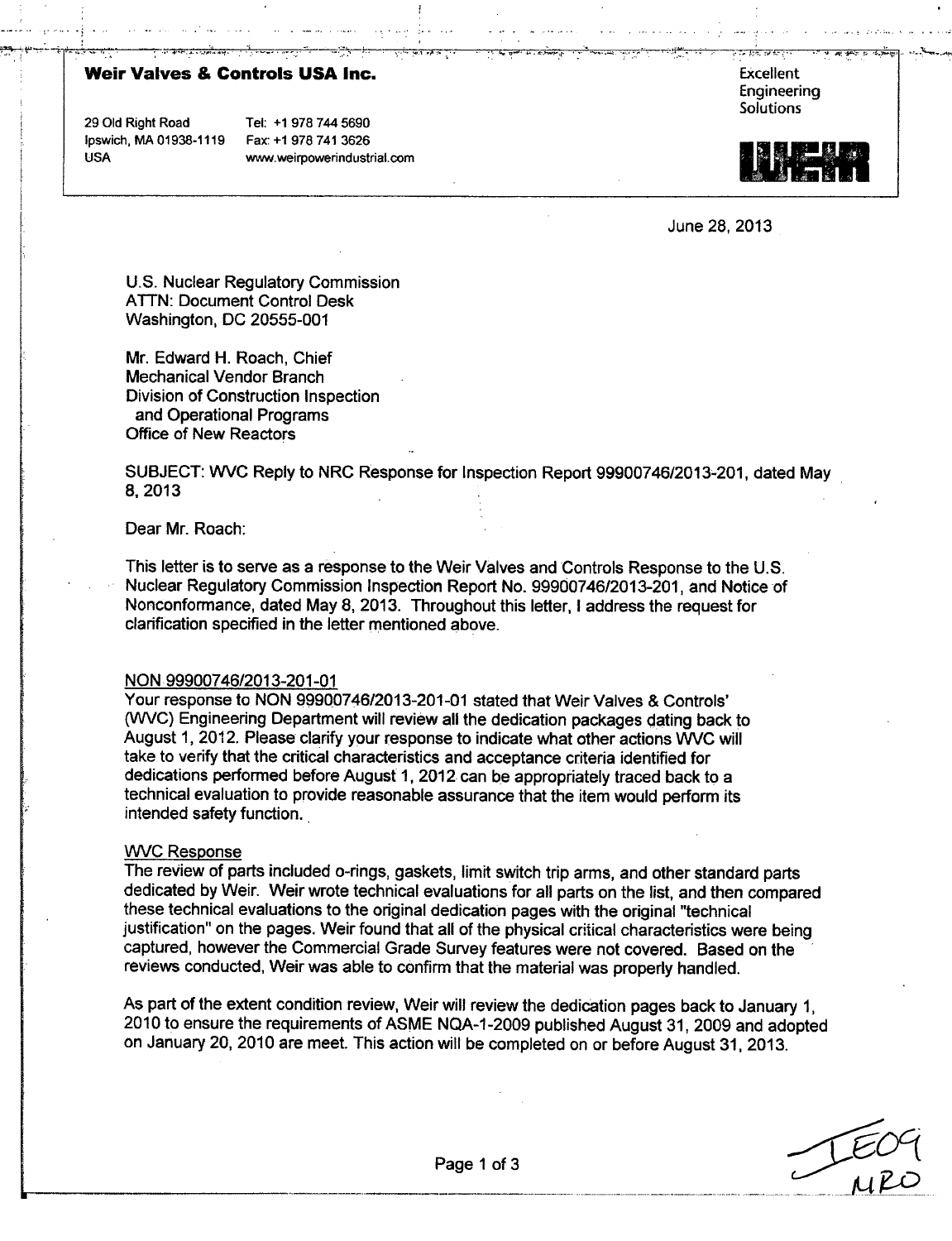**Weir Valves & Controls USA Inc.**

29 Old Right Road
Ipswich, MA 01938-1119
USA

Tel: +1 978 744 5690
Fax: +1 978 741 3626
www.weirpowerindustrial.com

Excellent Engineering Solutions

WEIR

June 28, 2013

U.S. Nuclear Regulatory Commission
ATTN: Document Control Desk
Washington, DC 20555-001

Mr. Edward H. Roach, Chief
Mechanical Vendor Branch
Division of Construction Inspection
and Operational Programs
Office of New Reactors

SUBJECT: WVC Reply to NRC Response for Inspection Report 99900746/2013-201, dated May 8, 2013

Dear Mr. Roach:

This letter is to serve as a response to the Weir Valves and Controls Response to the U.S. Nuclear Regulatory Commission Inspection Report No. 99900746/2013-201, and Notice of Nonconformance, dated May 8, 2013. Throughout this letter, I address the request for clarification specified in the letter mentioned above.

NON 99900746/2013-201-01

Your response to NON 99900746/2013-201-01 stated that Weir Valves & Controls' (WVC) Engineering Department will review all the dedication packages dating back to August 1, 2012. Please clarify your response to indicate what other actions WVC will take to verify that the critical characteristics and acceptance criteria identified for dedications performed before August 1, 2012 can be appropriately traced back to a technical evaluation to provide reasonable assurance that the item would perform its intended safety function.

WVC Response

The review of parts included o-rings, gaskets, limit switch trip arms, and other standard parts dedicated by Weir. Weir wrote technical evaluations for all parts on the list, and then compared these technical evaluations to the original dedication pages with the original "technical justification" on the pages. Weir found that all of the physical critical characteristics were being captured, however the Commercial Grade Survey features were not covered. Based on the reviews conducted, Weir was able to confirm that the material was properly handled.

As part of the extent condition review, Weir will review the dedication pages back to January 1, 2010 to ensure the requirements of ASME NQA-1-2009 published August 31, 2009 and adopted on January 20, 2010 are meet. This action will be completed on or before August 31, 2013.

IE09
NRO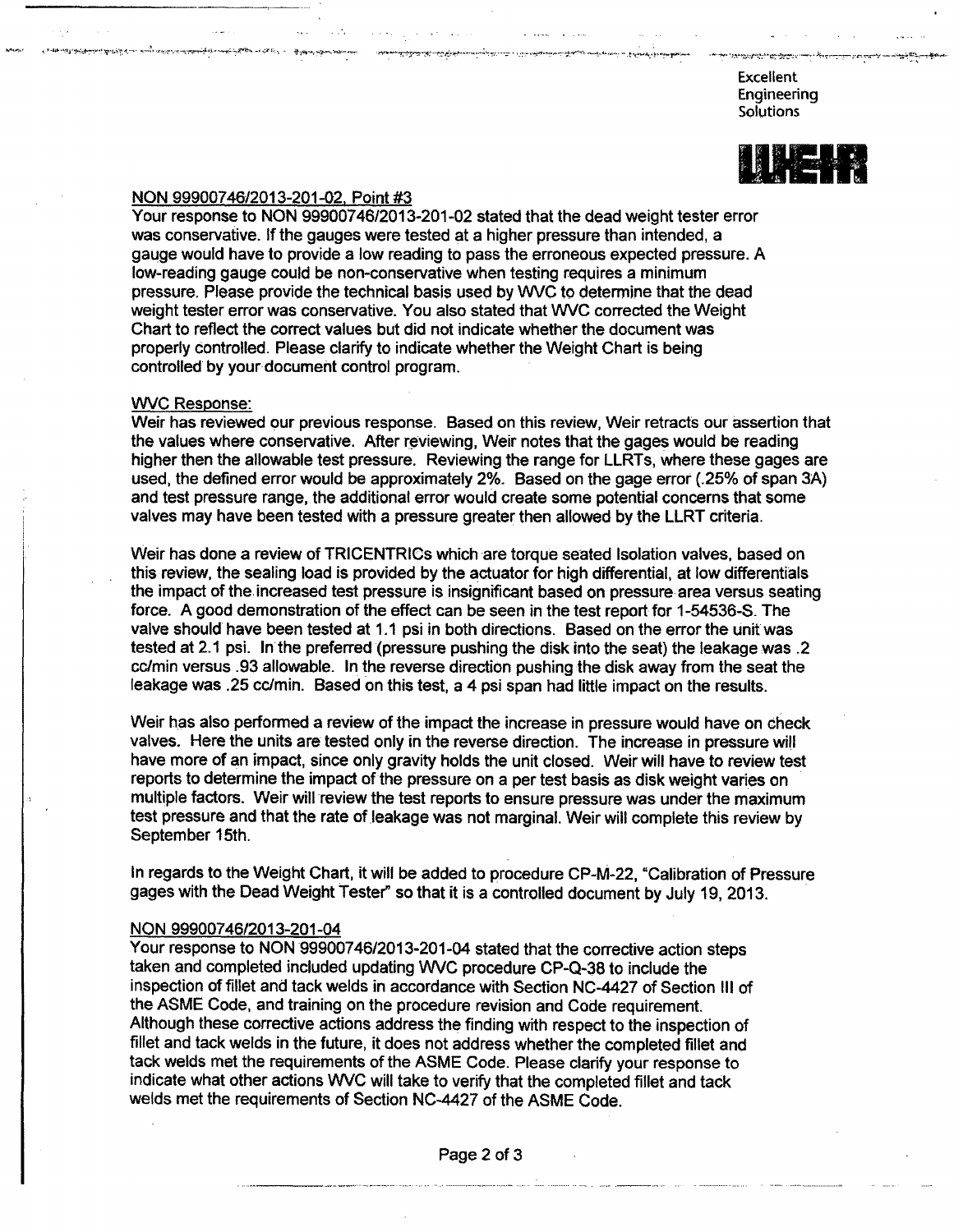Excellent
Engineering
Solutions

WEIR

NON 99900746/2013-201-02, Point #3

Your response to NON 99900746/2013-201-02 stated that the dead weight tester error was conservative. If the gauges were tested at a higher pressure than intended, a gauge would have to provide a low reading to pass the erroneous expected pressure. A low-reading gauge could be non-conservative when testing requires a minimum pressure. Please provide the technical basis used by WVC to determine that the dead weight tester error was conservative. You also stated that WVC corrected the Weight Chart to reflect the correct values but did not indicate whether the document was properly controlled. Please clarify to indicate whether the Weight Chart is being controlled by your document control program.

WVC Response:

Weir has reviewed our previous response. Based on this review, Weir retracts our assertion that the values where conservative. After reviewing, Weir notes that the gages would be reading higher then the allowable test pressure. Reviewing the range for LLRTs, where these gages are used, the defined error would be approximately 2%. Based on the gage error (.25% of span 3A) and test pressure range, the additional error would create some potential concerns that some valves may have been tested with a pressure greater then allowed by the LLRT criteria.

Weir has done a review of TRICENTRICs which are torque seated Isolation valves, based on this review, the sealing load is provided by the actuator for high differential, at low differentials the impact of the increased test pressure is insignificant based on pressure area versus seating force. A good demonstration of the effect can be seen in the test report for 1-54536-S. The valve should have been tested at 1.1 psi in both directions. Based on the error the unit was tested at 2.1 psi. In the preferred (pressure pushing the disk into the seat) the leakage was .2 cc/min versus .93 allowable. In the reverse direction pushing the disk away from the seat the leakage was .25 cc/min. Based on this test, a 4 psi span had little impact on the results.

Weir has also performed a review of the impact the increase in pressure would have on check valves. Here the units are tested only in the reverse direction. The increase in pressure will have more of an impact, since only gravity holds the unit closed. Weir will have to review test reports to determine the impact of the pressure on a per test basis as disk weight varies on multiple factors. Weir will review the test reports to ensure pressure was under the maximum test pressure and that the rate of leakage was not marginal. Weir will complete this review by September 15th.

In regards to the Weight Chart, it will be added to procedure CP-M-22, "Calibration of Pressure gages with the Dead Weight Tester" so that it is a controlled document by July 19, 2013.

NON 99900746/2013-201-04

Your response to NON 99900746/2013-201-04 stated that the corrective action steps taken and completed included updating WVC procedure CP-Q-38 to include the inspection of fillet and tack welds in accordance with Section NC-4427 of Section III of the ASME Code, and training on the procedure revision and Code requirement. Although these corrective actions address the finding with respect to the inspection of fillet and tack welds in the future, it does not address whether the completed fillet and tack welds met the requirements of the ASME Code. Please clarify your response to indicate what other actions WVC will take to verify that the completed fillet and tack welds met the requirements of Section NC-4427 of the ASME Code.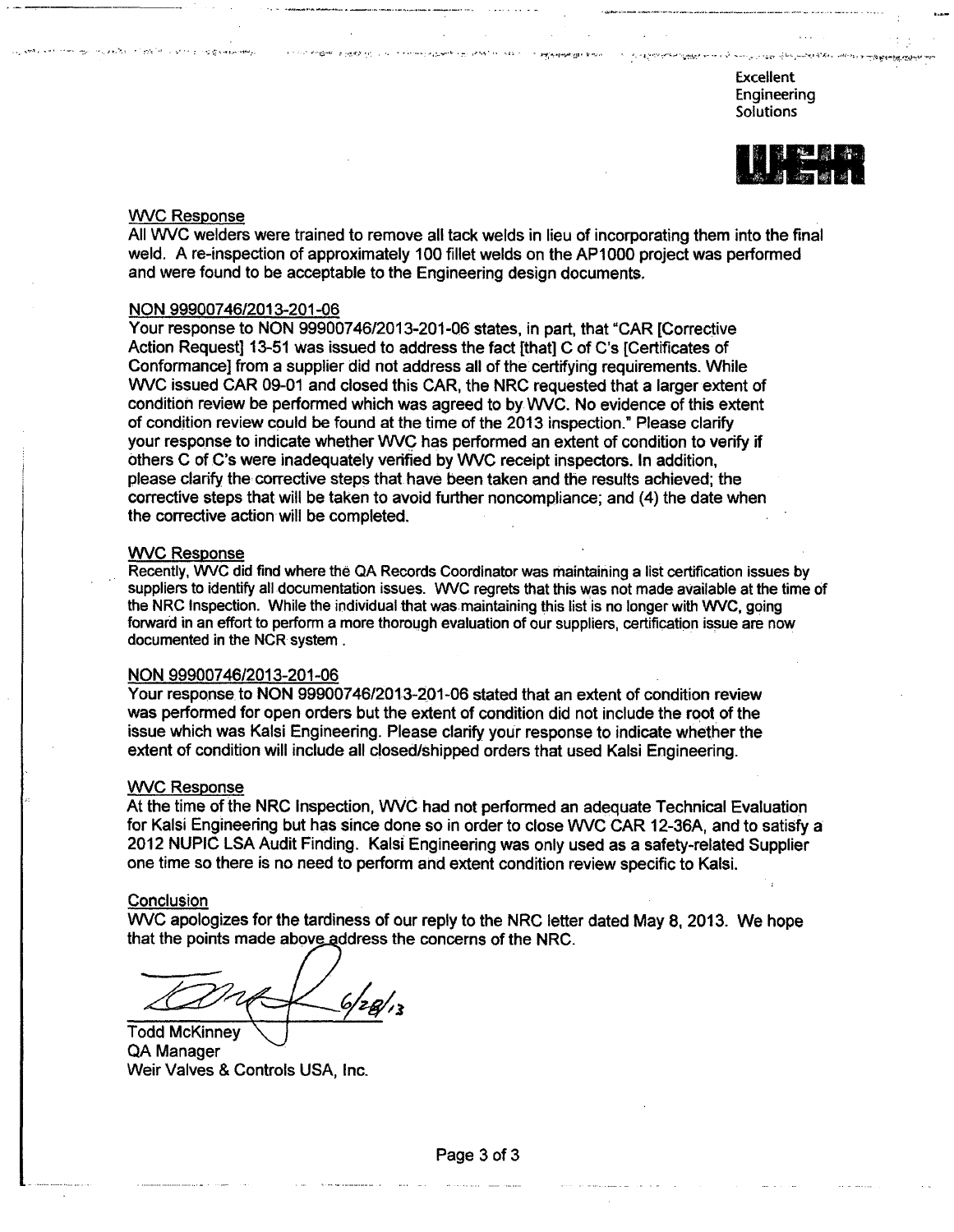Excellent
Engineering
Solutions

WVC Response

All WVC welders were trained to remove all tack welds in lieu of incorporating them into the final weld. A re-inspection of approximately 100 fillet welds on the AP1000 project was performed and were found to be acceptable to the Engineering design documents.

NON 99900746/2013-201-06

Your response to NON 99900746/2013-201-06 states, in part, that "CAR [Corrective Action Request] 13-51 was issued to address the fact [that] C of C's [Certificates of Conformance] from a supplier did not address all of the certifying requirements. While WVC issued CAR 09-01 and closed this CAR, the NRC requested that a larger extent of condition review be performed which was agreed to by WVC. No evidence of this extent of condition review could be found at the time of the 2013 inspection." Please clarify your response to indicate whether WVC has performed an extent of condition to verify if others C of C's were inadequately verified by WVC receipt inspectors. In addition, please clarify the corrective steps that have been taken and the results achieved; the corrective steps that will be taken to avoid further noncompliance; and (4) the date when the corrective action will be completed.

WVC Response

Recently, WVC did find where the QA Records Coordinator was maintaining a list certification issues by suppliers to identify all documentation issues. WVC regrets that this was not made available at the time of the NRC Inspection. While the individual that was maintaining this list is no longer with WVC, going forward in an effort to perform a more thorough evaluation of our suppliers, certification issue are now documented in the NCR system .

NON 99900746/2013-201-06

Your response to NON 99900746/2013-201-06 stated that an extent of condition review was performed for open orders but the extent of condition did not include the root of the issue which was Kalsi Engineering. Please clarify your response to indicate whether the extent of condition will include all closed/shipped orders that used Kalsi Engineering.

WVC Response

At the time of the NRC Inspection, WVC had not performed an adequate Technical Evaluation for Kalsi Engineering but has since done so in order to close WVC CAR 12-36A, and to satisfy a 2012 NUPIC LSA Audit Finding. Kalsi Engineering was only used as a safety-related Supplier one time so there is no need to perform and extent condition review specific to Kalsi.

Conclusion

WVC apologizes for the tardiness of our reply to the NRC letter dated May 8, 2013. We hope that the points made above address the concerns of the NRC.

6/28/13

Todd McKinney
QA Manager
Weir Valves & Controls USA, Inc.